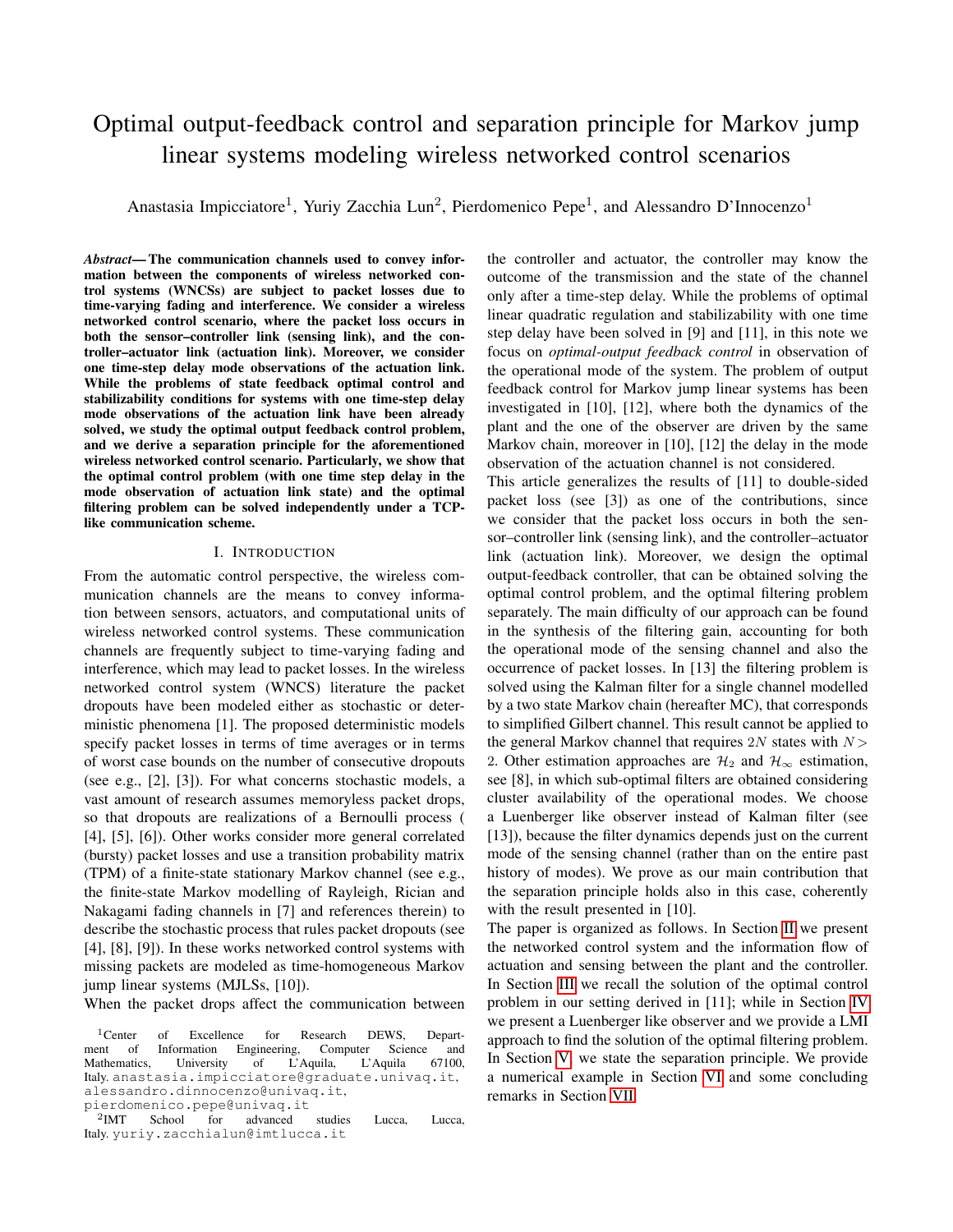# Optimal output-feedback control and separation principle for Markov jump linear systems modeling wireless networked control scenarios

Anastasia Impicciatore[1], Yuriy Zacchia Lun[2], Pierdomenico Pepe[1], and Alessandro D'Innocenzo[1]

***Abstract*— The communication channels used to convey information between the components of wireless networked control systems (WNCSs) are subject to packet losses due to time-varying fading and interference. We consider a wireless networked control scenario, where the packet loss occurs in both the sensor–controller link (sensing link), and the controller–actuator link (actuation link). Moreover, we consider one time-step delay mode observations of the actuation link. While the problems of state feedback optimal control and stabilizability conditions for systems with one time-step delay mode observations of the actuation link have been already solved, we study the optimal output feedback control problem, and we derive a separation principle for the aforementioned wireless networked control scenario. Particularly, we show that the optimal control problem (with one time step delay in the mode observation of actuation link state) and the optimal filtering problem can be solved independently under a TCP-like communication scheme.**

## I. Introduction

From the automatic control perspective, the wireless communication channels are the means to convey information between sensors, actuators, and computational units of wireless networked control systems. These communication channels are frequently subject to time-varying fading and interference, which may lead to packet losses. In the wireless networked control system (WNCS) literature the packet dropouts have been modeled either as stochastic or deterministic phenomena [1]. The proposed deterministic models specify packet losses in terms of time averages or in terms of worst case bounds on the number of consecutive dropouts (see e.g., [2], [3]). For what concerns stochastic models, a vast amount of research assumes memoryless packet drops, so that dropouts are realizations of a Bernoulli process ( [4], [5], [6]). Other works consider more general correlated (bursty) packet losses and use a transition probability matrix (TPM) of a finite-state stationary Markov channel (see e.g., the finite-state Markov modelling of Rayleigh, Rician and Nakagami fading channels in [7] and references therein) to describe the stochastic process that rules packet dropouts (see [4], [8], [9]). In these works networked control systems with missing packets are modeled as time-homogeneous Markov jump linear systems (MJLSs, [10]).

When the packet drops affect the communication between the controller and actuator, the controller may know the outcome of the transmission and the state of the channel only after a time-step delay. While the problems of optimal linear quadratic regulation and stabilizability with one time step delay have been solved in [9] and [11], in this note we focus on *optimal-output feedback control* in observation of the operational mode of the system. The problem of output feedback control for Markov jump linear systems has been investigated in [10], [12], where both the dynamics of the plant and the one of the observer are driven by the same Markov chain, moreover in [10], [12] the delay in the mode observation of the actuation channel is not considered.

This article generalizes the results of [11] to double-sided packet loss (see [3]) as one of the contributions, since we consider that the packet loss occurs in both the sensor–controller link (sensing link), and the controller–actuator link (actuation link). Moreover, we design the optimal output-feedback controller, that can be obtained solving the optimal control problem, and the optimal filtering problem separately. The main difficulty of our approach can be found in the synthesis of the filtering gain, accounting for both the operational mode of the sensing channel and also the occurrence of packet losses. In [13] the filtering problem is solved using the Kalman filter for a single channel modelled by a two state Markov chain (hereafter MC), that corresponds to simplified Gilbert channel. This result cannot be applied to the general Markov channel that requires $2N$ states with $N > 2$. Other estimation approaches are $\mathcal{H}_2$ and $\mathcal{H}_\infty$ estimation, see [8], in which sub-optimal filters are obtained considering cluster availability of the operational modes. We choose a Luenberger like observer instead of Kalman filter (see [13]), because the filter dynamics depends just on the current mode of the sensing channel (rather than on the entire past history of modes). We prove as our main contribution that the separation principle holds also in this case, coherently with the result presented in [10].

The paper is organized as follows. In Section II we present the networked control system and the information flow of actuation and sensing between the plant and the controller. In Section III we recall the solution of the optimal control problem in our setting derived in [11]; while in Section IV we present a Luenberger like observer and we provide a LMI approach to find the solution of the optimal filtering problem. In Section V we state the separation principle. We provide a numerical example in Section VI and some concluding remarks in Section VII.

[1]Center of Excellence for Research DEWS, Department of Information Engineering, Computer Science and Mathematics, University of L'Aquila, L'Aquila 67100, Italy. anastasia.impicciatore@graduate.univaq.it, alessandro.dinnocenzo@univaq.it, pierdomenico.pepe@univaq.it

[2]IMT School for advanced studies Lucca, Lucca, Italy. yuriy.zacchialun@imtlucca.it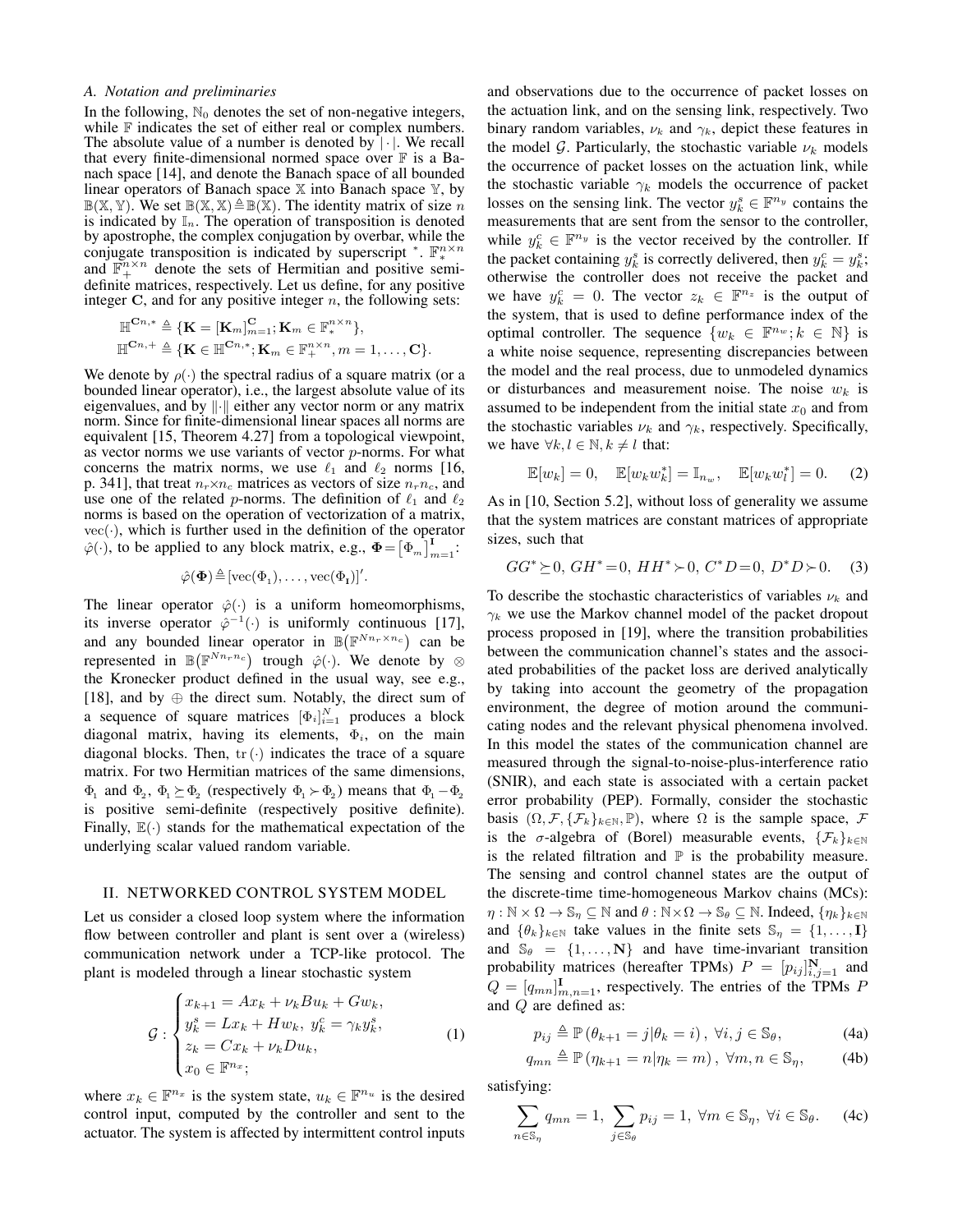### A. Notation and preliminaries

In the following, $\mathbb{N}_0$ denotes the set of non-negative integers, while $\mathbb{F}$ indicates the set of either real or complex numbers. The absolute value of a number is denoted by $|\cdot|$. We recall that every finite-dimensional normed space over $\mathbb{F}$ is a Banach space [14], and denote the Banach space of all bounded linear operators of Banach space $\mathbb{X}$ into Banach space $\mathbb{Y}$, by $\mathbb{B}(\mathbb{X},\mathbb{Y})$. We set $\mathbb{B}(\mathbb{X},\mathbb{X})\triangleq\mathbb{B}(\mathbb{X})$. The identity matrix of size $n$ is indicated by $\mathbb{I}_n$. The operation of transposition is denoted by apostrophe, the complex conjugation by overbar, while the conjugate transposition is indicated by superscript $^*$. $\mathbb{F}_*^{n\times n}$ and $\mathbb{F}_+^{n\times n}$ denote the sets of Hermitian and positive semi-definite matrices, respectively. Let us define, for any positive integer $\mathbf{C}$, and for any positive integer $n$, the following sets:

$$
\begin{aligned}
&\mathbb{H}^{\mathbf{C}n,*} \triangleq \{\mathbf{K} = [\mathbf{K}_m]_{m=1}^{\mathbf{C}}; \mathbf{K}_m \in \mathbb{F}_*^{n\times n}\},\\
&\mathbb{H}^{\mathbf{C}n,+} \triangleq \{\mathbf{K} \in \mathbb{H}^{\mathbf{C}n,*}; \mathbf{K}_m \in \mathbb{F}_+^{n\times n}, m=1,\ldots,\mathbf{C}\}.
\end{aligned}
$$

We denote by $\rho(\cdot)$ the spectral radius of a square matrix (or a bounded linear operator), i.e., the largest absolute value of its eigenvalues, and by $\|\cdot\|$ either any vector norm or any matrix norm. Since for finite-dimensional linear spaces all norms are equivalent [15, Theorem 4.27] from a topological viewpoint, as vector norms we use variants of vector $p$-norms. For what concerns the matrix norms, we use $\ell_1$ and $\ell_2$ norms [16, p. 341], that treat $n_r{\times}n_c$ matrices as vectors of size $n_r n_c$, and use one of the related $p$-norms. The definition of $\ell_1$ and $\ell_2$ norms is based on the operation of vectorization of a matrix, $\mathrm{vec}(\cdot)$, which is further used in the definition of the operator $\hat{\varphi}(\cdot)$, to be applied to any block matrix, e.g., $\mathbf{\Phi}=\left[\Phi_m\right]_{m=1}^{\mathbf{I}}$:

$$
\hat{\varphi}(\mathbf{\Phi})\triangleq[\mathrm{vec}(\Phi_1),\ldots,\mathrm{vec}(\Phi_{\mathbf{I}})]'.
$$

The linear operator $\hat{\varphi}(\cdot)$ is a uniform homeomorphisms, its inverse operator $\hat{\varphi}^{-1}(\cdot)$ is uniformly continuous [17], and any bounded linear operator in $\mathbb{B}\big(\mathbb{F}^{Nn_r\times n_c}\big)$ can be represented in $\mathbb{B}\big(\mathbb{F}^{Nn_r n_c}\big)$ trough $\hat{\varphi}(\cdot)$. We denote by $\otimes$ the Kronecker product defined in the usual way, see e.g., [18], and by $\oplus$ the direct sum. Notably, the direct sum of a sequence of square matrices $[\Phi_i]_{i=1}^N$ produces a block diagonal matrix, having its elements, $\Phi_i$, on the main diagonal blocks. Then, $\mathrm{tr}\,(\cdot)$ indicates the trace of a square matrix. For two Hermitian matrices of the same dimensions, $\Phi_1$ and $\Phi_2$, $\Phi_1\succeq\Phi_2$ (respectively $\Phi_1\succ\Phi_2$) means that $\Phi_1-\Phi_2$ is positive semi-definite (respectively positive definite). Finally, $\mathbb{E}(\cdot)$ stands for the mathematical expectation of the underlying scalar valued random variable.

## II. NETWORKED CONTROL SYSTEM MODEL

Let us consider a closed loop system where the information flow between controller and plant is sent over a (wireless) communication network under a TCP-like protocol. The plant is modeled through a linear stochastic system

$$
\mathcal{G}:\begin{cases}
x_{k+1} = Ax_k + \nu_k Bu_k + Gw_k,\\
y_k^s = Lx_k + Hw_k,\ y_k^c = \gamma_k y_k^s,\\
z_k = Cx_k + \nu_k Du_k,\\
x_0 \in \mathbb{F}^{n_x};
\end{cases}
\tag{1}
$$

where $x_k\in\mathbb{F}^{n_x}$ is the system state, $u_k\in\mathbb{F}^{n_u}$ is the desired control input, computed by the controller and sent to the actuator. The system is affected by intermittent control inputs and observations due to the occurrence of packet losses on the actuation link, and on the sensing link, respectively. Two binary random variables, $\nu_k$ and $\gamma_k$, depict these features in the model $\mathcal{G}$. Particularly, the stochastic variable $\nu_k$ models the occurrence of packet losses on the actuation link, while the stochastic variable $\gamma_k$ models the occurrence of packet losses on the sensing link. The vector $y_k^s\in\mathbb{F}^{n_y}$ contains the measurements that are sent from the sensor to the controller, while $y_k^c\in\mathbb{F}^{n_y}$ is the vector received by the controller. If the packet containing $y_k^s$ is correctly delivered, then $y_k^c=y_k^s$; otherwise the controller does not receive the packet and we have $y_k^c=0$. The vector $z_k\in\mathbb{F}^{n_z}$ is the output of the system, that is used to define performance index of the optimal controller. The sequence $\{w_k\in\mathbb{F}^{n_w}; k\in\mathbb{N}\}$ is a white noise sequence, representing discrepancies between the model and the real process, due to unmodeled dynamics or disturbances and measurement noise. The noise $w_k$ is assumed to be independent from the initial state $x_0$ and from the stochastic variables $\nu_k$ and $\gamma_k$, respectively. Specifically, we have $\forall k,l\in\mathbb{N}, k\neq l$ that:

$$
\mathbb{E}[w_k]=0,\quad \mathbb{E}[w_k w_k^*]=\mathbb{I}_{n_w},\quad \mathbb{E}[w_k w_l^*]=0. \tag{2}
$$

As in [10, Section 5.2], without loss of generality we assume that the system matrices are constant matrices of appropriate sizes, such that

$$
GG^*\succeq 0,\ GH^*=0,\ HH^*\succ 0,\ C^*D=0,\ D^*D\succ 0. \tag{3}
$$

To describe the stochastic characteristics of variables $\nu_k$ and $\gamma_k$ we use the Markov channel model of the packet dropout process proposed in [19], where the transition probabilities between the communication channel's states and the associated probabilities of the packet loss are derived analytically by taking into account the geometry of the propagation environment, the degree of motion around the communicating nodes and the relevant physical phenomena involved. In this model the states of the communication channel are measured through the signal-to-noise-plus-interference ratio (SNIR), and each state is associated with a certain packet error probability (PEP). Formally, consider the stochastic basis $(\Omega,\mathcal{F},\{\mathcal{F}_k\}_{k\in\mathbb{N}},\mathbb{P})$, where $\Omega$ is the sample space, $\mathcal{F}$ is the $\sigma$-algebra of (Borel) measurable events, $\{\mathcal{F}_k\}_{k\in\mathbb{N}}$ is the related filtration and $\mathbb{P}$ is the probability measure. The sensing and control channel states are the output of the discrete-time time-homogeneous Markov chains (MCs): $\eta:\mathbb{N}\times\Omega\to\mathbb{S}_\eta\subseteq\mathbb{N}$ and $\theta:\mathbb{N}\times\Omega\to\mathbb{S}_\theta\subseteq\mathbb{N}$. Indeed, $\{\eta_k\}_{k\in\mathbb{N}}$ and $\{\theta_k\}_{k\in\mathbb{N}}$ take values in the finite sets $\mathbb{S}_\eta=\{1,\ldots,\mathbf{I}\}$ and $\mathbb{S}_\theta=\{1,\ldots,\mathbf{N}\}$ and have time-invariant transition probability matrices (hereafter TPMs) $P=[p_{ij}]_{i,j=1}^{\mathbf{N}}$ and $Q=[q_{mn}]_{m,n=1}^{\mathbf{I}}$, respectively. The entries of the TPMs $P$ and $Q$ are defined as:

$$
p_{ij}\triangleq\mathbb{P}\left(\theta_{k+1}=j|\theta_k=i\right),\ \forall i,j\in\mathbb{S}_\theta, \tag{4a}
$$

$$
q_{mn}\triangleq\mathbb{P}\left(\eta_{k+1}=n|\eta_k=m\right),\ \forall m,n\in\mathbb{S}_\eta, \tag{4b}
$$

satisfying:

$$
\sum_{n\in\mathbb{S}_\eta} q_{mn}=1,\ \sum_{j\in\mathbb{S}_\theta} p_{ij}=1,\ \forall m\in\mathbb{S}_\eta,\ \forall i\in\mathbb{S}_\theta. \tag{4c}
$$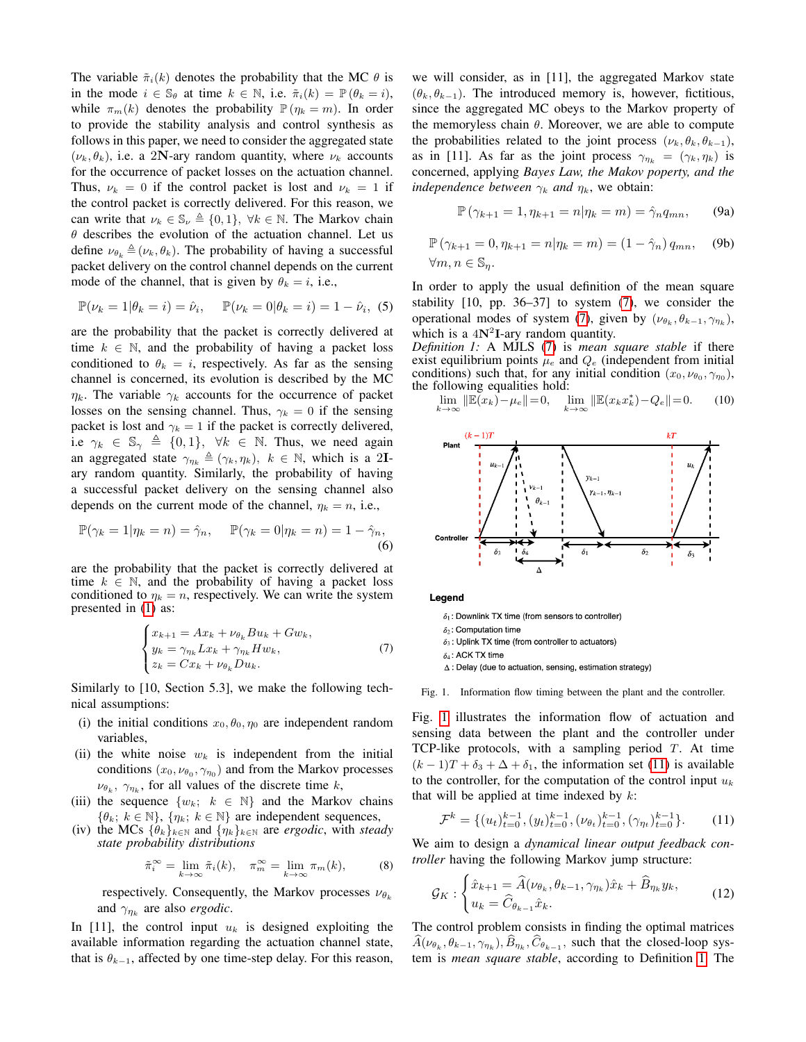The variable $\tilde{\pi}_i(k)$ denotes the probability that the MC $\theta$ is in the mode $i \in \mathbb{S}_\theta$ at time $k \in \mathbb{N}$, i.e. $\tilde{\pi}_i(k) = \mathbb{P}(\theta_k = i)$, while $\pi_m(k)$ denotes the probability $\mathbb{P}(\eta_k = m)$. In order to provide the stability analysis and control synthesis as follows in this paper, we need to consider the aggregated state $(\nu_k, \theta_k)$, i.e. a $2\mathbf{N}$-ary random quantity, where $\nu_k$ accounts for the occurrence of packet losses on the actuation channel. Thus, $\nu_k = 0$ if the control packet is lost and $\nu_k = 1$ if the control packet is correctly delivered. For this reason, we can write that $\nu_k \in \mathbb{S}_\nu \triangleq \{0, 1\}$, $\forall k \in \mathbb{N}$. The Markov chain $\theta$ describes the evolution of the actuation channel. Let us define $\nu_{\theta_k} \triangleq (\nu_k, \theta_k)$. The probability of having a successful packet delivery on the control channel depends on the current mode of the channel, that is given by $\theta_k = i$, i.e.,

$$\mathbb{P}(\nu_k = 1|\theta_k = i) = \hat{\nu}_i, \quad \mathbb{P}(\nu_k = 0|\theta_k = i) = 1 - \hat{\nu}_i, \tag{5}$$

are the probability that the packet is correctly delivered at time $k \in \mathbb{N}$, and the probability of having a packet loss conditioned to $\theta_k = i$, respectively. As far as the sensing channel is concerned, its evolution is described by the MC $\eta_k$. The variable $\gamma_k$ accounts for the occurrence of packet losses on the sensing channel. Thus, $\gamma_k = 0$ if the sensing packet is lost and $\gamma_k = 1$ if the packet is correctly delivered, i.e $\gamma_k \in \mathbb{S}_\gamma \triangleq \{0, 1\}$, $\forall k \in \mathbb{N}$. Thus, we need again an aggregated state $\gamma_{\eta_k} \triangleq (\gamma_k, \eta_k)$, $k \in \mathbb{N}$, which is a $2\mathbf{I}$-ary random quantity. Similarly, the probability of having a successful packet delivery on the sensing channel also depends on the current mode of the channel, $\eta_k = n$, i.e.,

$$\mathbb{P}(\gamma_k = 1|\eta_k = n) = \hat{\gamma}_n, \quad \mathbb{P}(\gamma_k = 0|\eta_k = n) = 1 - \hat{\gamma}_n, \tag{6}$$

are the probability that the packet is correctly delivered at time $k \in \mathbb{N}$, and the probability of having a packet loss conditioned to $\eta_k = n$, respectively. We can write the system presented in (1) as:

$$\begin{cases} x_{k+1} = Ax_k + \nu_{\theta_k} Bu_k + Gw_k, \\ y_k = \gamma_{\eta_k} Lx_k + \gamma_{\eta_k} Hw_k, \\ z_k = Cx_k + \nu_{\theta_k} Du_k. \end{cases} \tag{7}$$

Similarly to [10, Section 5.3], we make the following technical assumptions:

(i) the initial conditions $x_0, \theta_0, \eta_0$ are independent random variables,

(ii) the white noise $w_k$ is independent from the initial conditions $(x_0, \nu_{\theta_0}, \gamma_{\eta_0})$ and from the Markov processes $\nu_{\theta_k}$, $\gamma_{\eta_k}$, for all values of the discrete time $k$,

(iii) the sequence $\{w_k;\ k \in \mathbb{N}\}$ and the Markov chains $\{\theta_k;\ k \in \mathbb{N}\}$, $\{\eta_k;\ k \in \mathbb{N}\}$ are independent sequences,

(iv) the MCs $\{\theta_k\}_{k\in\mathbb{N}}$ and $\{\eta_k\}_{k\in\mathbb{N}}$ are *ergodic*, with *steady state probability distributions*

$$\tilde{\pi}_i^\infty = \lim_{k\to\infty} \tilde{\pi}_i(k), \quad \pi_m^\infty = \lim_{k\to\infty} \pi_m(k), \tag{8}$$

respectively. Consequently, the Markov processes $\nu_{\theta_k}$ and $\gamma_{\eta_k}$ are also *ergodic*.

In [11], the control input $u_k$ is designed exploiting the available information regarding the actuation channel state, that is $\theta_{k-1}$, affected by one time-step delay. For this reason, we will consider, as in [11], the aggregated Markov state $(\theta_k, \theta_{k-1})$. The introduced memory is, however, fictitious, since the aggregated MC obeys to the Markov property of the memoryless chain $\theta$. Moreover, we are able to compute the probabilities related to the joint process $(\nu_k, \theta_k, \theta_{k-1})$, as in [11]. As far as the joint process $\gamma_{\eta_k} = (\gamma_k, \eta_k)$ is concerned, applying *Bayes Law, the Makov poperty, and the independence between $\gamma_k$ and $\eta_k$*, we obtain:

$$\mathbb{P}(\gamma_{k+1} = 1, \eta_{k+1} = n|\eta_k = m) = \hat{\gamma}_n q_{mn}, \tag{9a}$$

$$\mathbb{P}(\gamma_{k+1} = 0, \eta_{k+1} = n|\eta_k = m) = (1 - \hat{\gamma}_n) q_{mn}, \tag{9b}$$
$\forall m, n \in \mathbb{S}_\eta$.

In order to apply the usual definition of the mean square stability [10, pp. 36–37] to system (7), we consider the operational modes of system (7), given by $(\nu_{\theta_k}, \theta_{k-1}, \gamma_{\eta_k})$, which is a $4\mathbf{N}^2\mathbf{I}$-ary random quantity.

*Definition 1:* A MJLS (7) is *mean square stable* if there exist equilibrium points $\mu_e$ and $Q_e$ (independent from initial conditions) such that, for any initial condition $(x_0, \nu_{\theta_0}, \gamma_{\eta_0})$, the following equalities hold:

$$\lim_{k\to\infty} \|\mathbb{E}(x_k) - \mu_e\| = 0, \quad \lim_{k\to\infty} \|\mathbb{E}(x_k x_k^*) - Q_e\| = 0. \tag{10}$$

Legend

$\delta_1$: Downlink TX time (from sensors to controller)
$\delta_2$: Computation time
$\delta_3$: Uplink TX time (from controller to actuators)
$\delta_4$: ACK TX time
$\Delta$: Delay (due to actuation, sensing, estimation strategy)

Fig. 1. Information flow timing between the plant and the controller.

Fig. 1 illustrates the information flow of actuation and sensing data between the plant and the controller under TCP-like protocols, with a sampling period $T$. At time $(k-1)T + \delta_3 + \Delta + \delta_1$, the information set (11) is available to the controller, for the computation of the control input $u_k$ that will be applied at time indexed by $k$:

$$\mathcal{F}^k = \{(u_t)_{t=0}^{k-1}, (y_t)_{t=0}^{k-1}, (\nu_{\theta_t})_{t=0}^{k-1}, (\gamma_{\eta_t})_{t=0}^{k-1}\}. \tag{11}$$

We aim to design a *dynamical linear output feedback controller* having the following Markov jump structure:

$$\mathcal{G}_K : \begin{cases} \hat{x}_{k+1} = \widehat{A}(\nu_{\theta_k}, \theta_{k-1}, \gamma_{\eta_k})\hat{x}_k + \widehat{B}_{\eta_k} y_k, \\ u_k = \widehat{C}_{\theta_{k-1}} \hat{x}_k. \end{cases} \tag{12}$$

The control problem consists in finding the optimal matrices $\widehat{A}(\nu_{\theta_k}, \theta_{k-1}, \gamma_{\eta_k}), \widehat{B}_{\eta_k}, \widehat{C}_{\theta_{k-1}}$, such that the closed-loop system is *mean square stable*, according to Definition 1. The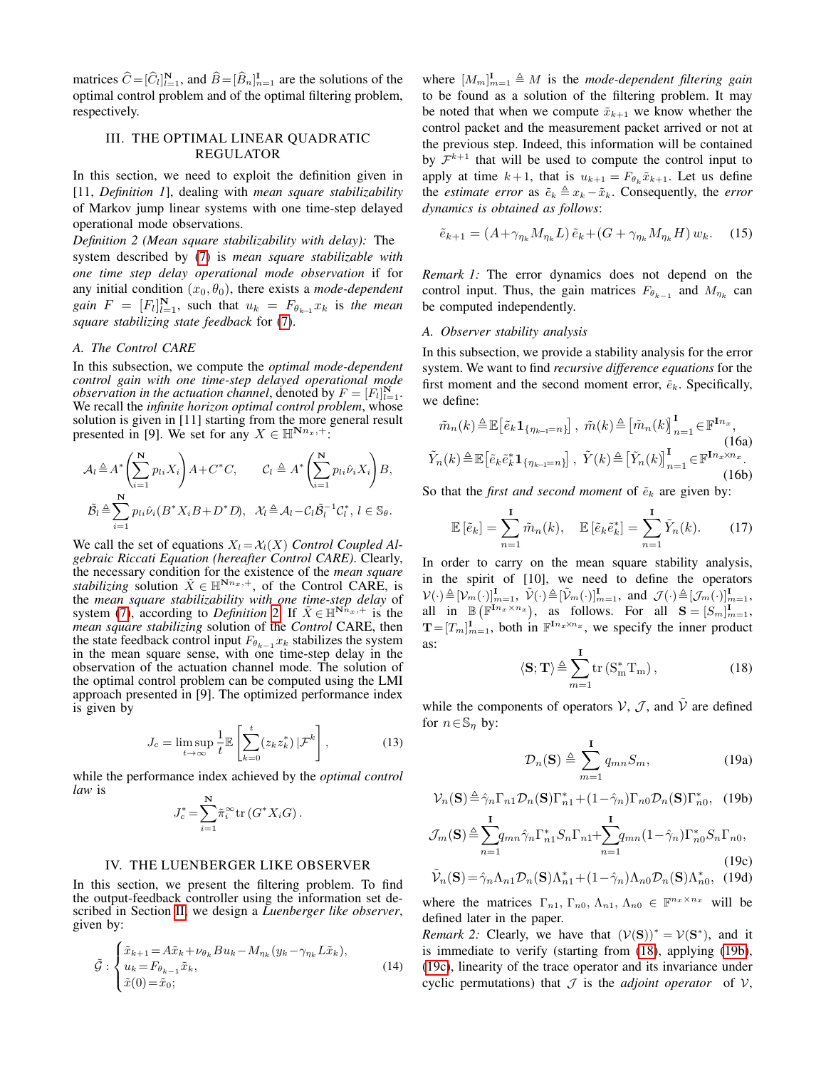matrices $\widehat{C}=[\widehat{C}_l]_{l=1}^{\mathbf{N}}$, and $\widehat{B}=[\widehat{B}_n]_{n=1}^{\mathbf{I}}$ are the solutions of the optimal control problem and of the optimal filtering problem, respectively.

## III. The Optimal Linear Quadratic Regulator

In this section, we need to exploit the definition given in [11, *Definition 1*], dealing with *mean square stabilizability* of Markov jump linear systems with one time-step delayed operational mode observations.

*Definition 2 (Mean square stabilizability with delay):* The system described by (7) is *mean square stabilizable with one time step delay operational mode observation* if for any initial condition $(x_0, \theta_0)$, there exists a *mode-dependent gain* $F = [F_l]_{l=1}^{\mathbf{N}}$, such that $u_k = F_{\theta_{k-1}} x_k$ is *the mean square stabilizing state feedback* for (7).

### A. The Control CARE

In this subsection, we compute the *optimal mode-dependent control gain with one time-step delayed operational mode observation in the actuation channel*, denoted by $F = [F_l]_{l=1}^{\mathbf{N}}$. We recall the *infinite horizon optimal control problem*, whose solution is given in [11] starting from the more general result presented in [9]. We set for any $X \in \mathbb{H}^{\mathbf{N}n_x,+}$:

$$\mathcal{A}_l \triangleq A^*\left(\sum_{i=1}^{\mathbf{N}} p_{li} X_i\right) A + C^* C, \qquad \mathcal{C}_l \triangleq A^*\left(\sum_{i=1}^{\mathbf{N}} p_{li}\hat{\nu}_i X_i\right) B,$$

$$\tilde{\mathcal{B}}_l \triangleq \sum_{i=1}^{\mathbf{N}} p_{li}\hat{\nu}_i (B^* X_i B + D^* D), \quad \mathcal{X}_l \triangleq \mathcal{A}_l - \mathcal{C}_l \tilde{\mathcal{B}}_l^{-1} \mathcal{C}_l^*, \; l \in \mathbb{S}_\theta.$$

We call the set of equations $X_l = \mathcal{X}_l(X)$ *Control Coupled Algebraic Riccati Equation (hereafter Control CARE)*. Clearly, the necessary condition for the existence of the *mean square stabilizing* solution $\bar{X} \in \mathbb{H}^{\mathbf{N}n_x,+}$, of the Control CARE, is the *mean square stabilizability with one time-step delay* of system (7), according to *Definition* 2. If $\bar{X} \in \mathbb{H}^{\mathbf{N}n_x,+}$ is the *mean square stabilizing* solution of the *Control* CARE, then the state feedback control input $F_{\theta_{k-1}} x_k$ stabilizes the system in the mean square sense, with one time-step delay in the observation of the actuation channel mode. The solution of the optimal control problem can be computed using the LMI approach presented in [9]. The optimized performance index is given by

$$J_c = \limsup_{t\to\infty} \frac{1}{t} \mathbb{E}\left[\sum_{k=0}^{t} (z_k z_k^*) \,|\mathcal{F}^k\right], \tag{13}$$

while the performance index achieved by the *optimal control law* is

$$J_c^* = \sum_{i=1}^{\mathbf{N}} \tilde{\pi}_i^\infty \operatorname{tr}(G^* X_i G).$$

## IV. The Luenberger Like Observer

In this section, we present the filtering problem. To find the output-feedback controller using the information set described in Section II, we design a *Luenberger like observer*, given by:

$$\tilde{\mathcal{G}} : \begin{cases} \tilde{x}_{k+1} = A\tilde{x}_k + \nu_{\theta_k} B u_k - M_{\eta_k}(y_k - \gamma_{\eta_k} L \tilde{x}_k), \\ u_k = F_{\theta_{k-1}} \tilde{x}_k, \\ \tilde{x}(0) = \tilde{x}_0; \end{cases} \tag{14}$$

where $[M_m]_{m=1}^{\mathbf{I}} \triangleq M$ is the *mode-dependent filtering gain* to be found as a solution of the filtering problem. It may be noted that when we compute $\tilde{x}_{k+1}$ we know whether the control packet and the measurement packet arrived or not at the previous step. Indeed, this information will be contained by $\mathcal{F}^{k+1}$ that will be used to compute the control input to apply at time $k+1$, that is $u_{k+1} = F_{\theta_k} \tilde{x}_{k+1}$. Let us define the *estimate error* as $\tilde{e}_k \triangleq x_k - \tilde{x}_k$. Consequently, the *error dynamics is obtained as follows*:

$$\tilde{e}_{k+1} = (A + \gamma_{\eta_k} M_{\eta_k} L)\, \tilde{e}_k + (G + \gamma_{\eta_k} M_{\eta_k} H)\, w_k. \tag{15}$$

*Remark 1:* The error dynamics does not depend on the control input. Thus, the gain matrices $F_{\theta_{k-1}}$ and $M_{\eta_k}$ can be computed independently.

### A. Observer stability analysis

In this subsection, we provide a stability analysis for the error system. We want to find *recursive difference equations* for the first moment and the second moment error, $\tilde{e}_k$. Specifically, we define:

$$\tilde{m}_n(k) \triangleq \mathbb{E}\big[\tilde{e}_k \mathbf{1}_{\{\eta_{k-1}=n\}}\big], \; \tilde{m}(k) \triangleq \big[\tilde{m}_n(k)\big]_{n=1}^{\mathbf{I}} \in \mathbb{F}^{\mathbf{I}n_x}, \tag{16a}$$

$$\tilde{Y}_n(k) \triangleq \mathbb{E}\big[\tilde{e}_k \tilde{e}_k^* \mathbf{1}_{\{\eta_{k-1}=n\}}\big], \; \tilde{Y}(k) \triangleq \big[\tilde{Y}_n(k)\big]_{n=1}^{\mathbf{I}} \in \mathbb{F}^{\mathbf{I}n_x \times n_x}. \tag{16b}$$

So that the *first and second moment* of $\tilde{e}_k$ are given by:

$$\mathbb{E}\left[\tilde{e}_k\right] = \sum_{n=1}^{\mathbf{I}} \tilde{m}_n(k), \quad \mathbb{E}\left[\tilde{e}_k \tilde{e}_k^*\right] = \sum_{n=1}^{\mathbf{I}} \tilde{Y}_n(k). \tag{17}$$

In order to carry on the mean square stability analysis, in the spirit of [10], we need to define the operators $\mathcal{V}(\cdot) \triangleq [\mathcal{V}_m(\cdot)]_{m=1}^{\mathbf{I}}$, $\tilde{\mathcal{V}}(\cdot) \triangleq [\tilde{\mathcal{V}}_m(\cdot)]_{m=1}^{\mathbf{I}}$, and $\mathcal{J}(\cdot) \triangleq [\mathcal{J}_m(\cdot)]_{m=1}^{\mathbf{I}}$, all in $\mathbb{B}(\mathbb{F}^{\mathbf{I}n_x \times n_x})$, as follows. For all $\mathbf{S} = [S_m]_{m=1}^{\mathbf{I}}$, $\mathbf{T} = [T_m]_{m=1}^{\mathbf{I}}$, both in $\mathbb{F}^{\mathbf{I}n_x \times n_x}$, we specify the inner product as:

$$\langle \mathbf{S}; \mathbf{T} \rangle \triangleq \sum_{m=1}^{\mathbf{I}} \operatorname{tr}(\mathrm{S}_\mathrm{m}^* \mathrm{T}_\mathrm{m}), \tag{18}$$

while the components of operators $\mathcal{V}$, $\mathcal{J}$, and $\tilde{\mathcal{V}}$ are defined for $n \in \mathbb{S}_\eta$ by:

$$\mathcal{D}_n(\mathbf{S}) \triangleq \sum_{m=1}^{\mathbf{I}} q_{mn} S_m, \tag{19a}$$

$$\mathcal{V}_n(\mathbf{S}) \triangleq \hat{\gamma}_n \Gamma_{n1} \mathcal{D}_n(\mathbf{S}) \Gamma_{n1}^* + (1-\hat{\gamma}_n) \Gamma_{n0} \mathcal{D}_n(\mathbf{S}) \Gamma_{n0}^*, \tag{19b}$$

$$\mathcal{J}_m(\mathbf{S}) \triangleq \sum_{n=1}^{\mathbf{I}} q_{mn} \hat{\gamma}_n \Gamma_{n1}^* S_n \Gamma_{n1} + \sum_{n=1}^{\mathbf{I}} q_{mn} (1-\hat{\gamma}_n) \Gamma_{n0}^* S_n \Gamma_{n0}, \tag{19c}$$

$$\tilde{\mathcal{V}}_n(\mathbf{S}) = \hat{\gamma}_n \Lambda_{n1} \mathcal{D}_n(\mathbf{S}) \Lambda_{n1}^* + (1-\hat{\gamma}_n) \Lambda_{n0} \mathcal{D}_n(\mathbf{S}) \Lambda_{n0}^*, \tag{19d}$$

where the matrices $\Gamma_{n1}, \Gamma_{n0}, \Lambda_{n1}, \Lambda_{n0} \in \mathbb{F}^{n_x \times n_x}$ will be defined later in the paper.

*Remark 2:* Clearly, we have that $(\mathcal{V}(\mathbf{S}))^* = \mathcal{V}(\mathbf{S}^*)$, and it is immediate to verify (starting from (18), applying (19b), (19c), linearity of the trace operator and its invariance under cyclic permutations) that $\mathcal{J}$ is the *adjoint operator* of $\mathcal{V}$,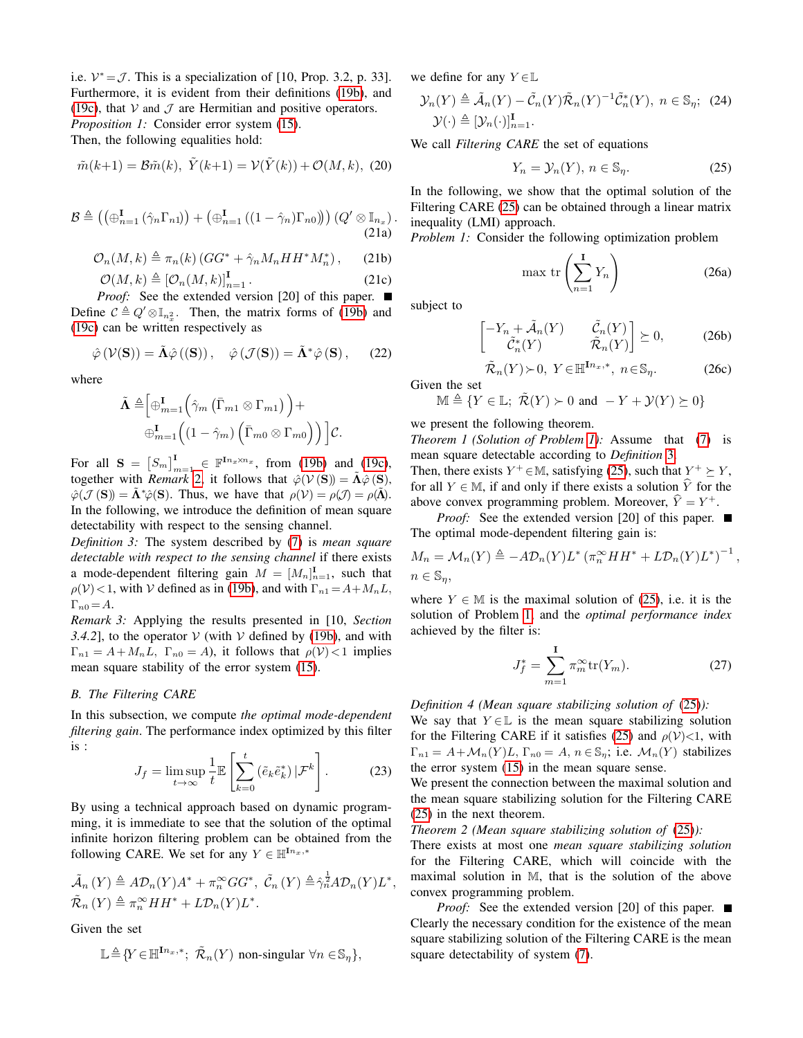i.e. $\mathcal{V}^* = \mathcal{J}$. This is a specialization of [10, Prop. 3.2, p. 33]. Furthermore, it is evident from their definitions (19b), and (19c), that $\mathcal{V}$ and $\mathcal{J}$ are Hermitian and positive operators.

*Proposition 1:* Consider error system (15).
Then, the following equalities hold:

$$\tilde{m}(k{+}1) = \mathcal{B}\tilde{m}(k), \;\; \tilde{Y}(k{+}1) = \mathcal{V}(\tilde{Y}(k)) + \mathcal{O}(M,k), \tag{20}$$

$$\mathcal{B} \triangleq \left(\left(\oplus_{n=1}^{\mathbf{I}} (\hat{\gamma}_n \Gamma_{n1})\right) + \left(\oplus_{n=1}^{\mathbf{I}} ((1-\hat{\gamma}_n)\Gamma_{n0})\right)\right)(Q' \otimes \mathbb{I}_{n_x}). \tag{21a}$$

$$\mathcal{O}_n(M,k) \triangleq \pi_n(k)\left(GG^* + \hat{\gamma}_n M_n HH^* M_n^*\right), \tag{21b}$$

$$\mathcal{O}(M,k) \triangleq [\mathcal{O}_n(M,k)]_{n=1}^{\mathbf{I}}. \tag{21c}$$

*Proof:* See the extended version [20] of this paper. ∎

Define $\mathcal{C} \triangleq Q' \otimes \mathbb{I}_{n_x^2}$. Then, the matrix forms of (19b) and (19c) can be written respectively as

$$\hat{\varphi}\left(\mathcal{V}(\mathbf{S})\right) = \tilde{\mathbf{\Lambda}}\hat{\varphi}\left((\mathbf{S})\right), \quad \hat{\varphi}\left(\mathcal{J}(\mathbf{S})\right) = \tilde{\mathbf{\Lambda}}^*\hat{\varphi}\left(\mathbf{S}\right), \tag{22}$$

where

$$\tilde{\mathbf{\Lambda}} \triangleq \Big[\oplus_{m=1}^{\mathbf{I}}\Big(\hat{\gamma}_m\left(\bar{\Gamma}_{m1}\otimes\Gamma_{m1}\right)\Big) + \oplus_{m=1}^{\mathbf{I}}\Big((1-\hat{\gamma}_m)\left(\bar{\Gamma}_{m0}\otimes\Gamma_{m0}\right)\Big)\Big]\mathcal{C}.$$

For all $\mathbf{S} = [S_m]_{m=1}^{\mathbf{I}} \in \mathbb{F}^{\mathbf{I}n_x \times n_x}$, from (19b) and (19c), together with *Remark* 2, it follows that $\hat{\varphi}(\mathcal{V}(\mathbf{S})) = \tilde{\mathbf{\Lambda}}\hat{\varphi}(\mathbf{S})$, $\hat{\varphi}(\mathcal{J}(\mathbf{S})) = \tilde{\mathbf{\Lambda}}^*\hat{\varphi}(\mathbf{S})$. Thus, we have that $\rho(\mathcal{V}) = \rho(\mathcal{J}) = \rho(\tilde{\mathbf{\Lambda}})$. In the following, we introduce the definition of mean square detectability with respect to the sensing channel.

*Definition 3:* The system described by (7) is *mean square detectable with respect to the sensing channel* if there exists a mode-dependent filtering gain $M = [M_n]_{n=1}^{\mathbf{I}}$, such that $\rho(\mathcal{V}) < 1$, with $\mathcal{V}$ defined as in (19b), and with $\Gamma_{n1} = A + M_n L$, $\Gamma_{n0} = A$.

*Remark 3:* Applying the results presented in [10, *Section 3.4.2*], to the operator $\mathcal{V}$ (with $\mathcal{V}$ defined by (19b), and with $\Gamma_{n1} = A + M_n L$, $\Gamma_{n0} = A$), it follows that $\rho(\mathcal{V}) < 1$ implies mean square stability of the error system (15).

## B. The Filtering CARE

In this subsection, we compute *the optimal mode-dependent filtering gain*. The performance index optimized by this filter is :

$$J_f = \limsup_{t\to\infty}\frac{1}{t}\mathbb{E}\left[\sum_{k=0}^{t}\left(\tilde{e}_k\tilde{e}_k^*\right)|\mathcal{F}^k\right]. \tag{23}$$

By using a technical approach based on dynamic programming, it is immediate to see that the solution of the optimal infinite horizon filtering problem can be obtained from the following CARE. We set for any $Y \in \mathbb{H}^{\mathbf{I}n_x,*}$

$$\tilde{\mathcal{A}}_n(Y) \triangleq A\mathcal{D}_n(Y)A^* + \pi_n^\infty GG^*, \;\; \tilde{\mathcal{C}}_n(Y) \triangleq \hat{\gamma}_n^{\frac{1}{2}} A\mathcal{D}_n(Y)L^*,$$
$$\tilde{\mathcal{R}}_n(Y) \triangleq \pi_n^\infty HH^* + L\mathcal{D}_n(Y)L^*.$$

Given the set

$$\mathbb{L} \triangleq \{Y \in \mathbb{H}^{\mathbf{I}n_x,*};\; \tilde{\mathcal{R}}_n(Y) \text{ non-singular } \forall n \in \mathbb{S}_\eta\},$$

we define for any $Y \in \mathbb{L}$

$$\mathcal{Y}_n(Y) \triangleq \tilde{\mathcal{A}}_n(Y) - \tilde{\mathcal{C}}_n(Y)\tilde{\mathcal{R}}_n(Y)^{-1}\tilde{\mathcal{C}}_n^*(Y), \; n \in \mathbb{S}_\eta; \tag{24}$$
$$\mathcal{Y}(\cdot) \triangleq [\mathcal{Y}_n(\cdot)]_{n=1}^{\mathbf{I}}.$$

We call *Filtering CARE* the set of equations

$$Y_n = \mathcal{Y}_n(Y), \; n \in \mathbb{S}_\eta. \tag{25}$$

In the following, we show that the optimal solution of the Filtering CARE (25) can be obtained through a linear matrix inequality (LMI) approach.

*Problem 1:* Consider the following optimization problem

$$\max \operatorname{tr}\left(\sum_{n=1}^{\mathbf{I}} Y_n\right) \tag{26a}$$

subject to

$$\begin{bmatrix} -Y_n + \tilde{\mathcal{A}}_n(Y) & \tilde{\mathcal{C}}_n(Y) \\ \tilde{\mathcal{C}}_n^*(Y) & \tilde{\mathcal{R}}_n(Y) \end{bmatrix} \succeq 0, \tag{26b}$$

$$\tilde{\mathcal{R}}_n(Y) \succ 0, \; Y \in \mathbb{H}^{\mathbf{I}n_x,*}, \; n \in \mathbb{S}_\eta. \tag{26c}$$

Given the set

$$\mathbb{M} \triangleq \{Y \in \mathbb{L};\; \tilde{\mathcal{R}}(Y) \succ 0 \text{ and } -Y + \mathcal{Y}(Y) \succeq 0\}$$

we present the following theorem.

*Theorem 1 (Solution of Problem 1):* Assume that (7) is mean square detectable according to *Definition* 3. Then, there exists $Y^+ \in \mathbb{M}$, satisfying (25), such that $Y^+ \succeq Y$, for all $Y \in \mathbb{M}$, if and only if there exists a solution $\widehat{Y}$ for the above convex programming problem. Moreover, $\widehat{Y} = Y^+$.

*Proof:* See the extended version [20] of this paper. ∎

The optimal mode-dependent filtering gain is:

$$M_n = \mathcal{M}_n(Y) \triangleq -A\mathcal{D}_n(Y)L^*\left(\pi_n^\infty HH^* + L\mathcal{D}_n(Y)L^*\right)^{-1},$$
$n \in \mathbb{S}_\eta$,

where $Y \in \mathbb{M}$ is the maximal solution of (25), i.e. it is the solution of Problem 1, and the *optimal performance index* achieved by the filter is:

$$J_f^* = \sum_{m=1}^{\mathbf{I}} \pi_m^\infty \operatorname{tr}(Y_m). \tag{27}$$

*Definition 4 (Mean square stabilizing solution of (25)):* We say that $Y \in \mathbb{L}$ is the mean square stabilizing solution for the Filtering CARE if it satisfies (25) and $\rho(\mathcal{V}) < 1$, with $\Gamma_{n1} = A + \mathcal{M}_n(Y)L$, $\Gamma_{n0} = A$, $n \in \mathbb{S}_\eta$; i.e. $\mathcal{M}_n(Y)$ stabilizes the error system (15) in the mean square sense.

We present the connection between the maximal solution and the mean square stabilizing solution for the Filtering CARE (25) in the next theorem.

*Theorem 2 (Mean square stabilizing solution of (25)):* There exists at most one *mean square stabilizing solution* for the Filtering CARE, which will coincide with the maximal solution in $\mathbb{M}$, that is the solution of the above convex programming problem.

*Proof:* See the extended version [20] of this paper. ∎

Clearly the necessary condition for the existence of the mean square stabilizing solution of the Filtering CARE is the mean square detectability of system (7).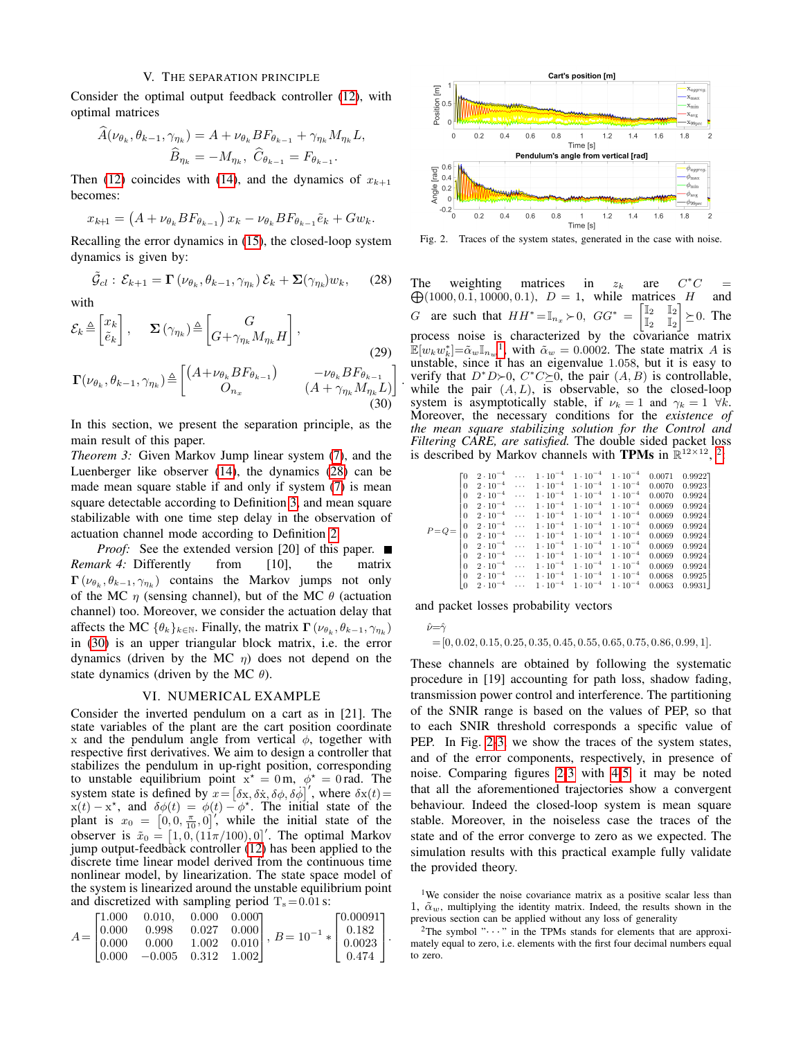## V. The Separation Principle

Consider the optimal output feedback controller (12), with optimal matrices

$$\widehat{A}(\nu_{\theta_k},\theta_{k-1},\gamma_{\eta_k}) = A + \nu_{\theta_k} BF_{\theta_{k-1}} + \gamma_{\eta_k} M_{\eta_k} L,$$
$$\widehat{B}_{\eta_k} = -M_{\eta_k},\ \widehat{C}_{\theta_{k-1}} = F_{\theta_{k-1}}.$$

Then (12) coincides with (14), and the dynamics of $x_{k+1}$ becomes:

$$x_{k+1} = \left(A + \nu_{\theta_k} BF_{\theta_{k-1}}\right) x_k - \nu_{\theta_k} BF_{\theta_{k-1}} \tilde{e}_k + G w_k.$$

Recalling the error dynamics in (15), the closed-loop system dynamics is given by:

$$\tilde{\mathcal{G}}_{cl}:\ \mathcal{E}_{k+1} = \mathbf{\Gamma}\left(\nu_{\theta_k},\theta_{k-1},\gamma_{\eta_k}\right)\mathcal{E}_k + \mathbf{\Sigma}(\gamma_{\eta_k}) w_k, \tag{28}$$

with

$$\mathcal{E}_k \triangleq \begin{bmatrix} x_k \\ \tilde{e}_k \end{bmatrix},\quad \mathbf{\Sigma}\left(\gamma_{\eta_k}\right) \triangleq \begin{bmatrix} G \\ G+\gamma_{\eta_k} M_{\eta_k} H \end{bmatrix}, \tag{29}$$

$$\mathbf{\Gamma}(\nu_{\theta_k},\theta_{k-1},\gamma_{\eta_k}) \triangleq \begin{bmatrix} (A+\nu_{\theta_k} BF_{\theta_{k-1}}) & -\nu_{\theta_k} BF_{\theta_{k-1}} \\ O_{n_x} & (A+\gamma_{\eta_k} M_{\eta_k} L) \end{bmatrix}. \tag{30}$$

In this section, we present the separation principle, as the main result of this paper.

*Theorem 3:* Given Markov Jump linear system (7), and the Luenberger like observer (14), the dynamics (28) can be made mean square stable if and only if system (7) is mean square detectable according to Definition 3, and mean square stabilizable with one time step delay in the observation of actuation channel mode according to Definition 2.

*Proof:* See the extended version [20] of this paper. ■

*Remark 4:* Differently from [10], the matrix $\mathbf{\Gamma}\left(\nu_{\theta_k},\theta_{k-1},\gamma_{\eta_k}\right)$ contains the Markov jumps not only of the MC $\eta$ (sensing channel), but of the MC $\theta$ (actuation channel) too. Moreover, we consider the actuation delay that affects the MC $\{\theta_k\}_{k\in\mathbb{N}}$. Finally, the matrix $\mathbf{\Gamma}\left(\nu_{\theta_k},\theta_{k-1},\gamma_{\eta_k}\right)$ in (30) is an upper triangular block matrix, i.e. the error dynamics (driven by the MC $\eta$) does not depend on the state dynamics (driven by the MC $\theta$).

## VI. Numerical Example

Consider the inverted pendulum on a cart as in [21]. The state variables of the plant are the cart position coordinate x and the pendulum angle from vertical $\phi$, together with respective first derivatives. We aim to design a controller that stabilizes the pendulum in up-right position, corresponding to unstable equilibrium point $\mathrm{x}^\star = 0\,\mathrm{m}$, $\phi^\star = 0\,\mathrm{rad}$. The system state is defined by $x = \left[\delta\mathrm{x}, \delta\dot{\mathrm{x}}, \delta\phi, \delta\dot{\phi}\right]'$, where $\delta\mathrm{x}(t) = \mathrm{x}(t) - \mathrm{x}^\star$, and $\delta\phi(t) = \phi(t) - \phi^\star$. The initial state of the plant is $x_0 = \left[0, 0, \frac{\pi}{10}, 0\right]'$, while the initial state of the observer is $\tilde{x}_0 = \left[1, 0, (11\pi/100), 0\right]'$. The optimal Markov jump output-feedback controller (12) has been applied to the discrete time linear model derived from the continuous time nonlinear model, by linearization. The state space model of the system is linearized around the unstable equilibrium point and discretized with sampling period $\mathrm{T_s} = 0.01\,\mathrm{s}$:

$$A = \begin{bmatrix} 1.000 & 0.010, & 0.000 & 0.000 \\ 0.000 & 0.998 & 0.027 & 0.000 \\ 0.000 & 0.000 & 1.002 & 0.010 \\ 0.000 & -0.005 & 0.312 & 1.002 \end{bmatrix},\ B = 10^{-1} * \begin{bmatrix} 0.00091 \\ 0.182 \\ 0.0023 \\ 0.474 \end{bmatrix}.$$

Fig. 2. Traces of the system states, generated in the case with noise.

The weighting matrices in $z_k$ are $C^*C = \bigoplus(1000, 0.1, 10000, 0.1)$, $D = 1$, while matrices $H$ and $G$ are such that $HH^* = \mathbb{I}_{n_x} \succ 0$, $GG^* = \begin{bmatrix} \mathbb{I}_2 & \mathbb{I}_2 \\ \mathbb{I}_2 & \mathbb{I}_2 \end{bmatrix} \succeq 0$. The process noise is characterized by the covariance matrix $\mathbb{E}[w_k w_k^*] = \tilde{\alpha}_w \mathbb{I}_{n_w}$[1], with $\tilde{\alpha}_w = 0.0002$. The state matrix $A$ is unstable, since it has an eigenvalue 1.058, but it is easy to verify that $D^*D \succ 0$, $C^*C \succeq 0$, the pair $(A, B)$ is controllable, while the pair $(A, L)$, is observable, so the closed-loop system is asymptotically stable, if $\nu_k = 1$ and $\gamma_k = 1\ \forall k$. Moreover, the necessary conditions for the *existence of the mean square stabilizing solution for the Control and Filtering CARE, are satisfied.* The double sided packet loss is described by Markov channels with **TPMs** in $\mathbb{R}^{12\times 12}$, [2]

$$P = Q = \begin{bmatrix}
0 & 2\cdot10^{-4} & \cdots & 1\cdot10^{-4} & 1\cdot10^{-4} & 1\cdot10^{-4} & 0.0071 & 0.9922 \\
0 & 2\cdot10^{-4} & \cdots & 1\cdot10^{-4} & 1\cdot10^{-4} & 1\cdot10^{-4} & 0.0070 & 0.9923 \\
0 & 2\cdot10^{-4} & \cdots & 1\cdot10^{-4} & 1\cdot10^{-4} & 1\cdot10^{-4} & 0.0070 & 0.9924 \\
0 & 2\cdot10^{-4} & \cdots & 1\cdot10^{-4} & 1\cdot10^{-4} & 1\cdot10^{-4} & 0.0069 & 0.9924 \\
0 & 2\cdot10^{-4} & \cdots & 1\cdot10^{-4} & 1\cdot10^{-4} & 1\cdot10^{-4} & 0.0069 & 0.9924 \\
0 & 2\cdot10^{-4} & \cdots & 1\cdot10^{-4} & 1\cdot10^{-4} & 1\cdot10^{-4} & 0.0069 & 0.9924 \\
0 & 2\cdot10^{-4} & \cdots & 1\cdot10^{-4} & 1\cdot10^{-4} & 1\cdot10^{-4} & 0.0069 & 0.9924 \\
0 & 2\cdot10^{-4} & \cdots & 1\cdot10^{-4} & 1\cdot10^{-4} & 1\cdot10^{-4} & 0.0069 & 0.9924 \\
0 & 2\cdot10^{-4} & \cdots & 1\cdot10^{-4} & 1\cdot10^{-4} & 1\cdot10^{-4} & 0.0069 & 0.9924 \\
0 & 2\cdot10^{-4} & \cdots & 1\cdot10^{-4} & 1\cdot10^{-4} & 1\cdot10^{-4} & 0.0069 & 0.9924 \\
0 & 2\cdot10^{-4} & \cdots & 1\cdot10^{-4} & 1\cdot10^{-4} & 1\cdot10^{-4} & 0.0068 & 0.9925 \\
0 & 2\cdot10^{-4} & \cdots & 1\cdot10^{-4} & 1\cdot10^{-4} & 1\cdot10^{-4} & 0.0063 & 0.9931
\end{bmatrix}$$

and packet losses probability vectors

$$\hat{\nu} = \hat{\gamma} = [0, 0.02, 0.15, 0.25, 0.35, 0.45, 0.55, 0.65, 0.75, 0.86, 0.99, 1].$$

These channels are obtained by following the systematic procedure in [19] accounting for path loss, shadow fading, transmission power control and interference. The partitioning of the SNIR range is based on the values of PEP, so that to each SNIR threshold corresponds a specific value of PEP. In Fig. 2-3, we show the traces of the system states, and of the error components, respectively, in presence of noise. Comparing figures 2-3 with 4-5 it may be noted that all the aforementioned trajectories show a convergent behaviour. Indeed the closed-loop system is mean square stable. Moreover, in the noiseless case the traces of the state and of the error converge to zero as we expected. The simulation results with this practical example fully validate the provided theory.

[1] We consider the noise covariance matrix as a positive scalar less than 1, $\tilde{\alpha}_w$, multiplying the identity matrix. Indeed, the results shown in the previous section can be applied without any loss of generality

[2] The symbol "$\cdots$" in the TPMs stands for elements that are approximately equal to zero, i.e. elements with the first four decimal numbers equal to zero.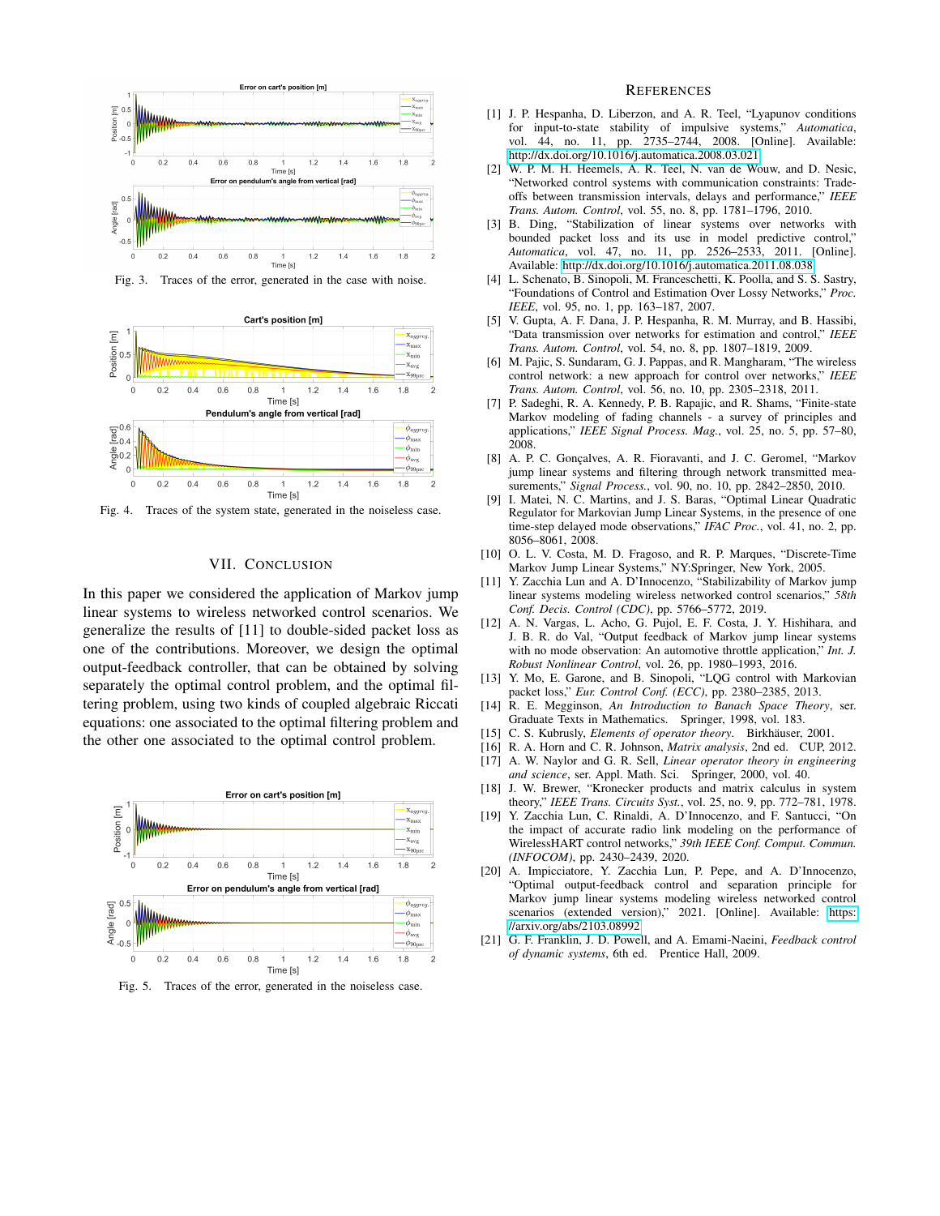Error on cart's position [m]

Position [m]

1
0.5
0
-0.5
-1

0 0.2 0.4 0.6 0.8 1 1.2 1.4 1.6 1.8 2

Time [s]

$x_{aggreg.}$
$x_{max}$
$x_{min}$
$x_{avg}$
$x_{90prc}$

Error on pendulum's angle from vertical [rad]

Angle [rad]

0.5
0
-0.5

0 0.2 0.4 0.6 0.8 1 1.2 1.4 1.6 1.8 2

Time [s]

$\phi_{aggreg.}$
$\phi_{max}$
$\phi_{min}$
$\phi_{avg}$
$\phi_{90prc}$

Fig. 3. Traces of the error, generated in the case with noise.

Cart's position [m]

Position [m]

1
0.5
0

0 0.2 0.4 0.6 0.8 1 1.2 1.4 1.6 1.8 2

Time [s]

$x_{aggreg.}$
$x_{max}$
$x_{min}$
$x_{avg}$
$x_{90prc}$

Pendulum's angle from vertical [rad]

Angle [rad]

0.6
0.4
0.2
0

0 0.2 0.4 0.6 0.8 1 1.2 1.4 1.6 1.8 2

Time [s]

$\phi_{aggreg.}$
$\phi_{max}$
$\phi_{min}$
$\phi_{avg}$
$\phi_{90prc}$

Fig. 4. Traces of the system state, generated in the noiseless case.

## VII. Conclusion

In this paper we considered the application of Markov jump linear systems to wireless networked control scenarios. We generalize the results of [11] to double-sided packet loss as one of the contributions. Moreover, we design the optimal output-feedback controller, that can be obtained by solving separately the optimal control problem, and the optimal filtering problem, using two kinds of coupled algebraic Riccati equations: one associated to the optimal filtering problem and the other one associated to the optimal control problem.

Error on cart's position [m]

Position [m]

1
0
-1

0 0.2 0.4 0.6 0.8 1 1.2 1.4 1.6 1.8 2

Time [s]

$x_{aggreg.}$
$x_{max}$
$x_{min}$
$x_{avg}$
$x_{90prc}$

Error on pendulum's angle from vertical [rad]

Angle [rad]

0.5
0
-0.5

0 0.2 0.4 0.6 0.8 1 1.2 1.4 1.6 1.8 2

Time [s]

$\phi_{aggreg.}$
$\phi_{max}$
$\phi_{min}$
$\phi_{avg}$
$\phi_{90prc}$

Fig. 5. Traces of the error, generated in the noiseless case.

## References

[1] J. P. Hespanha, D. Liberzon, and A. R. Teel, "Lyapunov conditions for input-to-state stability of impulsive systems," *Automatica*, vol. 44, no. 11, pp. 2735–2744, 2008. [Online]. Available: http://dx.doi.org/10.1016/j.automatica.2008.03.021

[2] W. P. M. H. Heemels, A. R. Teel, N. van de Wouw, and D. Nesic, "Networked control systems with communication constraints: Tradeoffs between transmission intervals, delays and performance," *IEEE Trans. Autom. Control*, vol. 55, no. 8, pp. 1781–1796, 2010.

[3] B. Ding, "Stabilization of linear systems over networks with bounded packet loss and its use in model predictive control," *Automatica*, vol. 47, no. 11, pp. 2526–2533, 2011. [Online]. Available: http://dx.doi.org/10.1016/j.automatica.2011.08.038

[4] L. Schenato, B. Sinopoli, M. Franceschetti, K. Poolla, and S. S. Sastry, "Foundations of Control and Estimation Over Lossy Networks," *Proc. IEEE*, vol. 95, no. 1, pp. 163–187, 2007.

[5] V. Gupta, A. F. Dana, J. P. Hespanha, R. M. Murray, and B. Hassibi, "Data transmission over networks for estimation and control," *IEEE Trans. Autom. Control*, vol. 54, no. 8, pp. 1807–1819, 2009.

[6] M. Pajic, S. Sundaram, G. J. Pappas, and R. Mangharam, "The wireless control network: a new approach for control over networks," *IEEE Trans. Autom. Control*, vol. 56, no. 10, pp. 2305–2318, 2011.

[7] P. Sadeghi, R. A. Kennedy, P. B. Rapajic, and R. Shams, "Finite-state Markov modeling of fading channels - a survey of principles and applications," *IEEE Signal Process. Mag.*, vol. 25, no. 5, pp. 57–80, 2008.

[8] A. P. C. Gonçalves, A. R. Fioravanti, and J. C. Geromel, "Markov jump linear systems and filtering through network transmitted measurements," *Signal Process.*, vol. 90, no. 10, pp. 2842–2850, 2010.

[9] I. Matei, N. C. Martins, and J. S. Baras, "Optimal Linear Quadratic Regulator for Markovian Jump Linear Systems, in the presence of one time-step delayed mode observations," *IFAC Proc.*, vol. 41, no. 2, pp. 8056–8061, 2008.

[10] O. L. V. Costa, M. D. Fragoso, and R. P. Marques, "Discrete-Time Markov Jump Linear Systems," NY:Springer, New York, 2005.

[11] Y. Zacchia Lun and A. D'Innocenzo, "Stabilizability of Markov jump linear systems modeling wireless networked control scenarios," *58th Conf. Decis. Control (CDC)*, pp. 5766–5772, 2019.

[12] A. N. Vargas, L. Acho, G. Pujol, E. F. Costa, J. Y. Hishihara, and J. B. R. do Val, "Output feedback of Markov jump linear systems with no mode observation: An automotive throttle application," *Int. J. Robust Nonlinear Control*, vol. 26, pp. 1980–1993, 2016.

[13] Y. Mo, E. Garone, and B. Sinopoli, "LQG control with Markovian packet loss," *Eur. Control Conf. (ECC)*, pp. 2380–2385, 2013.

[14] R. E. Megginson, *An Introduction to Banach Space Theory*, ser. Graduate Texts in Mathematics. Springer, 1998, vol. 183.

[15] C. S. Kubrusly, *Elements of operator theory*. Birkhäuser, 2001.

[16] R. A. Horn and C. R. Johnson, *Matrix analysis*, 2nd ed. CUP, 2012.

[17] A. W. Naylor and G. R. Sell, *Linear operator theory in engineering and science*, ser. Appl. Math. Sci. Springer, 2000, vol. 40.

[18] J. W. Brewer, "Kronecker products and matrix calculus in system theory," *IEEE Trans. Circuits Syst.*, vol. 25, no. 9, pp. 772–781, 1978.

[19] Y. Zacchia Lun, C. Rinaldi, A. D'Innocenzo, and F. Santucci, "On the impact of accurate radio link modeling on the performance of WirelessHART control networks," *39th IEEE Conf. Comput. Commun. (INFOCOM)*, pp. 2430–2439, 2020.

[20] A. Impicciatore, Y. Zacchia Lun, P. Pepe, and A. D'Innocenzo, "Optimal output-feedback control and separation principle for Markov jump linear systems modeling wireless networked control scenarios (extended version)," 2021. [Online]. Available: https://arxiv.org/abs/2103.08992

[21] G. F. Franklin, J. D. Powell, and A. Emami-Naeini, *Feedback control of dynamic systems*, 6th ed. Prentice Hall, 2009.